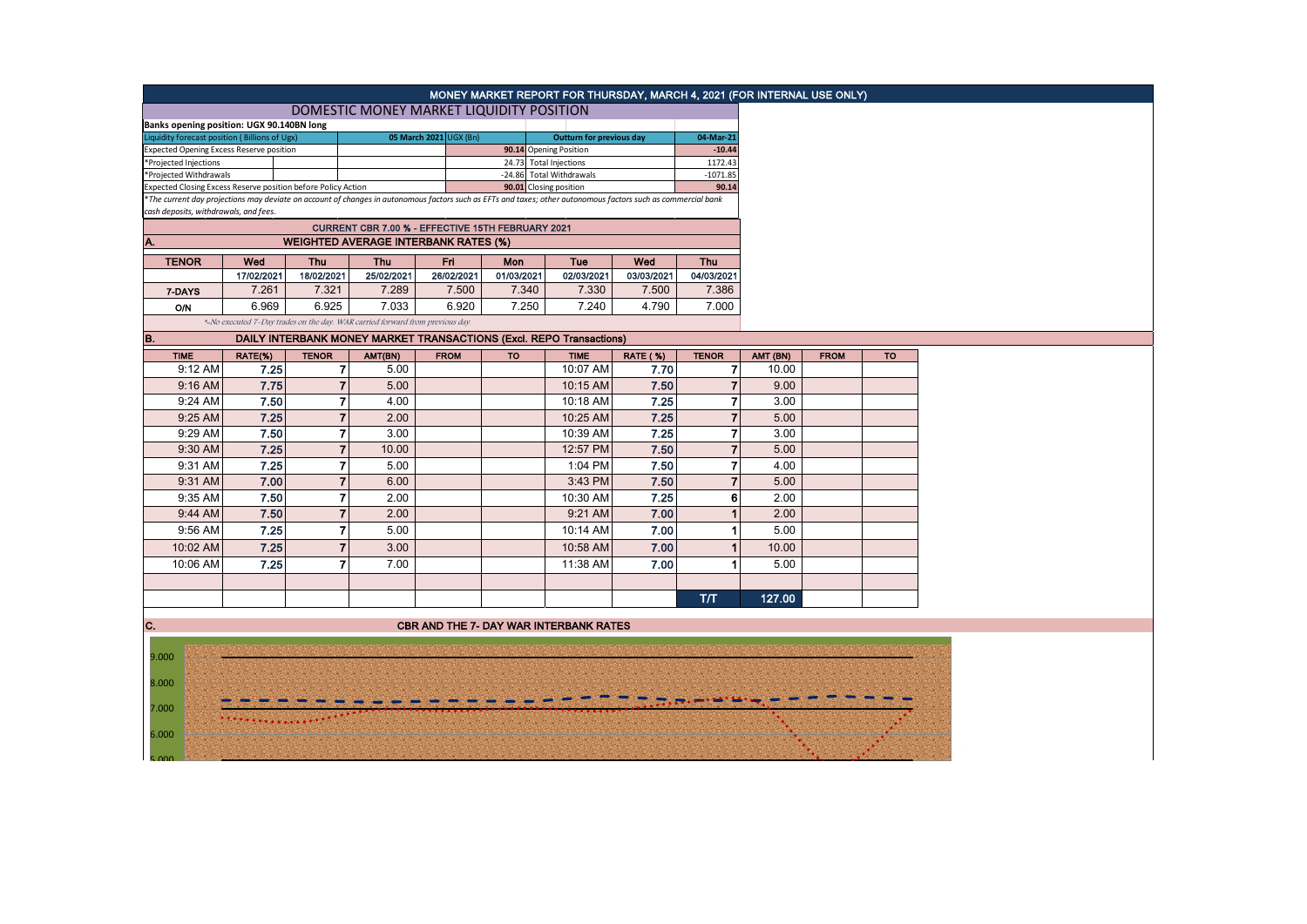# MONEY MARKET REPORT FOR THURSDAY, MARCH 4, 2021 (FOR INTERNAL USE ONLY)

## DOMESTIC MONEY MARKET LIQUIDITY POSITION

**Banks opening position: UGX 90.140BN long**

| Liquidity forecast position (Billions of Ugx) | 05 March 2021 UGX (Bn) | Outturn for previous day | 04-Mar-21 |
|---|---|---|---|
| Expected Opening Excess Reserve position | 90.14 | Opening Position | -10.44 |
| *Projected Injections | 24.73 | Total Injections | 1172.43 |
| *Projected Withdrawals | -24.86 | Total Withdrawals | -1071.85 |
| Expected Closing Excess Reserve position before Policy Action | 90.01 | Closing position | 90.14 |

*The current day projections may deviate on account of changes in autonomous factors such as EFTs and taxes; other autonomous factors such as commercial bank cash deposits, withdrawals, and fees.*

**CURRENT CBR 7.00 % - EFFECTIVE 15TH FEBRUARY 2021**

### A. WEIGHTED AVERAGE INTERBANK RATES (%)

| TENOR | Wed | Thu | Thu | Fri | Mon | Tue | Wed | Thu |
|---|---|---|---|---|---|---|---|---|
| | 17/02/2021 | 18/02/2021 | 25/02/2021 | 26/02/2021 | 01/03/2021 | 02/03/2021 | 03/03/2021 | 04/03/2021 |
| 7-DAYS | 7.261 | 7.321 | 7.289 | 7.500 | 7.340 | 7.330 | 7.500 | 7.386 |
| O/N | 6.969 | 6.925 | 7.033 | 6.920 | 7.250 | 7.240 | 4.790 | 7.000 |

*\*-No executed 7-Day trades on the day. WAR carried forward from previous day.*

### B. DAILY INTERBANK MONEY MARKET TRANSACTIONS (Excl. REPO Transactions)

| TIME | RATE(%) | TENOR | AMT(BN) | FROM | TO | TIME | RATE (%) | TENOR | AMT (BN) | FROM | TO |
|---|---|---|---|---|---|---|---|---|---|---|---|
| 9:12 AM | 7.25 | 7 | 5.00 | | | 10:07 AM | 7.70 | 7 | 10.00 | | |
| 9:16 AM | 7.75 | 7 | 5.00 | | | 10:15 AM | 7.50 | 7 | 9.00 | | |
| 9:24 AM | 7.50 | 7 | 4.00 | | | 10:18 AM | 7.25 | 7 | 3.00 | | |
| 9:25 AM | 7.25 | 7 | 2.00 | | | 10:25 AM | 7.25 | 7 | 5.00 | | |
| 9:29 AM | 7.50 | 7 | 3.00 | | | 10:39 AM | 7.25 | 7 | 3.00 | | |
| 9:30 AM | 7.25 | 7 | 10.00 | | | 12:57 PM | 7.50 | 7 | 5.00 | | |
| 9:31 AM | 7.25 | 7 | 5.00 | | | 1:04 PM | 7.50 | 7 | 4.00 | | |
| 9:31 AM | 7.00 | 7 | 6.00 | | | 3:43 PM | 7.50 | 7 | 5.00 | | |
| 9:35 AM | 7.50 | 7 | 2.00 | | | 10:30 AM | 7.25 | 6 | 2.00 | | |
| 9:44 AM | 7.50 | 7 | 2.00 | | | 9:21 AM | 7.00 | 1 | 2.00 | | |
| 9:56 AM | 7.25 | 7 | 5.00 | | | 10:14 AM | 7.00 | 1 | 5.00 | | |
| 10:02 AM | 7.25 | 7 | 3.00 | | | 10:58 AM | 7.00 | 1 | 10.00 | | |
| 10:06 AM | 7.25 | 7 | 7.00 | | | 11:38 AM | 7.00 | 1 | 5.00 | | |
| | | | | | | | | | | | |
| | | | | | | | | T/T | 127.00 | | |

### C. CBR AND THE 7- DAY WAR INTERBANK RATES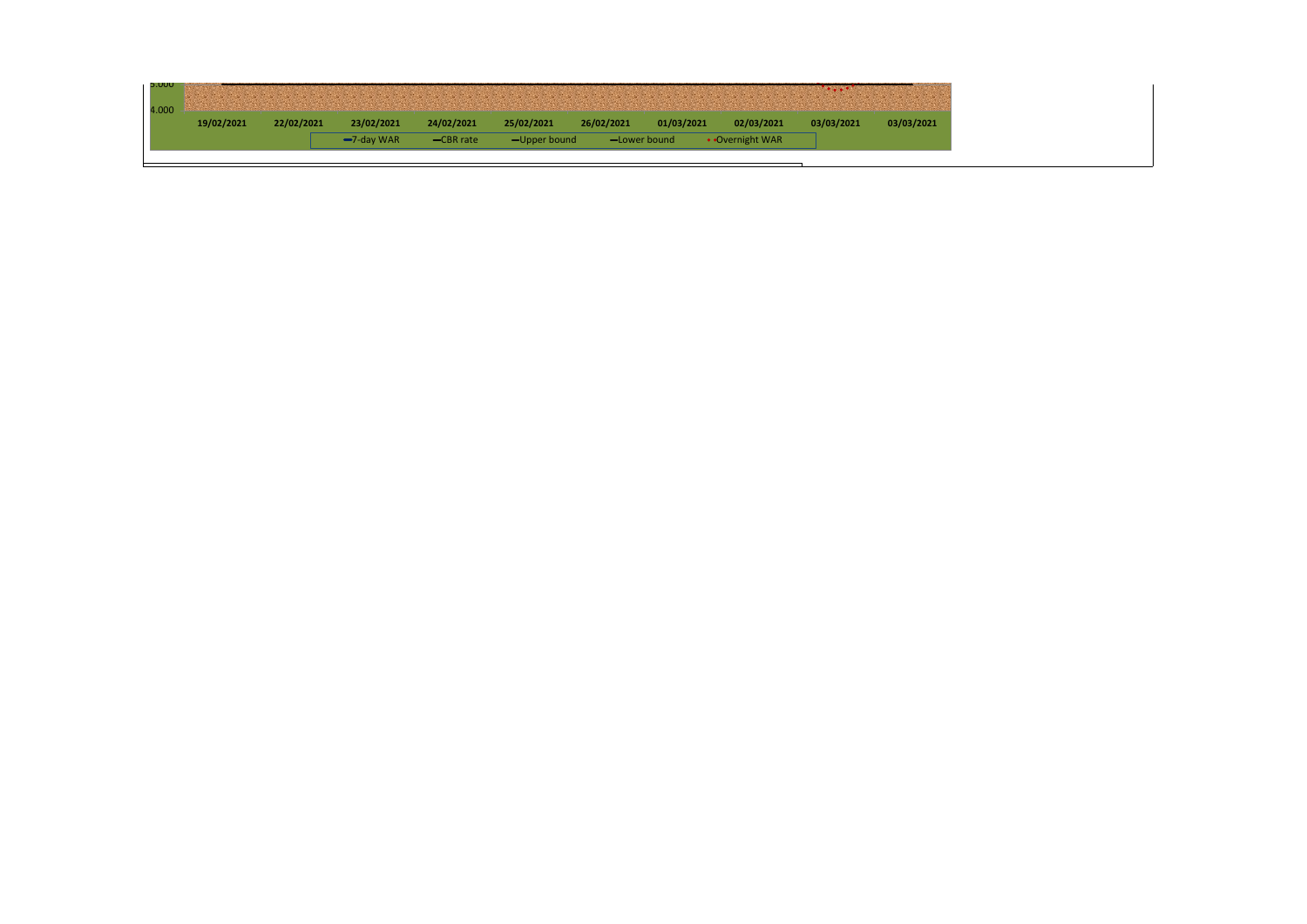5.000

4.000

19/02/2021 22/02/2021 23/02/2021 24/02/2021 25/02/2021 26/02/2021 01/03/2021 02/03/2021 03/03/2021 03/03/2021

7-day WAR CBR rate Upper bound Lower bound Overnight WAR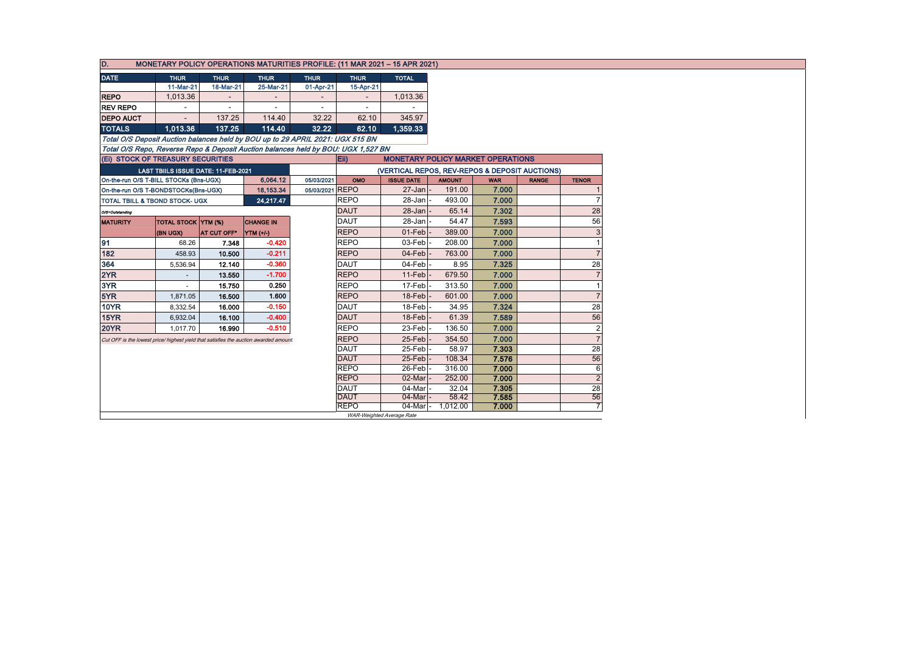## D. MONETARY POLICY OPERATIONS MATURITIES PROFILE: (11 MAR 2021 – 15 APR 2021)

| DATE | THUR | THUR | THUR | THUR | THUR | TOTAL |
|---|---|---|---|---|---|---|
| | 11-Mar-21 | 18-Mar-21 | 25-Mar-21 | 01-Apr-21 | 15-Apr-21 | |
| REPO | 1,013.36 | - | - | - | - | 1,013.36 |
| REV REPO | - | - | - | - | - | - |
| DEPO AUCT | - | 137.25 | 114.40 | 32.22 | 62.10 | 345.97 |
| **TOTALS** | **1,013.36** | **137.25** | **114.40** | **32.22** | **62.10** | **1,359.33** |

*Total O/S Deposit Auction balances held by BOU up to 29 APRIL 2021: UGX 515 BN*

*Total O/S Repo, Reverse Repo & Deposit Auction balances held by BOU: UGX 1,527 BN*

### (Ei) STOCK OF TREASURY SECURITIES

| LAST TBIILS ISSUE DATE: 11-FEB-2021 | | |
|---|---|---|
| On-the-run O/S T-BILL STOCKs (Bns-UGX) | 6,064.12 | 05/03/2021 |
| On-the-run O/S T-BONDSTOCKs(Bns-UGX) | 18,153.34 | 05/03/2021 |
| TOTAL TBILL & TBOND STOCK- UGX | 24,217.47 | |

*O/S=Outstanding*

| MATURITY | TOTAL STOCK (BN UGX) | YTM (%) AT CUT OFF* | CHANGE IN YTM (+/-) |
|---|---|---|---|
| 91 | 68.26 | 7.348 | -0.420 |
| 182 | 458.93 | 10.500 | -0.211 |
| 364 | 5,536.94 | 12.140 | -0.360 |
| 2YR | - | 13.550 | -1.700 |
| 3YR | - | 15.750 | 0.250 |
| 5YR | 1,871.05 | 16.500 | 1.600 |
| 10YR | 8,332.54 | 16.000 | -0.150 |
| 15YR | 6,932.04 | 16.100 | -0.400 |
| 20YR | 1,017.70 | 16.990 | -0.510 |

*Cut OFF is the lowest price/ highest yield that satisfies the auction awarded amount.*

### Eii) MONETARY POLICY MARKET OPERATIONS

(VERTICAL REPOS, REV-REPOS & DEPOSIT AUCTIONS)

| OMO | ISSUE DATE | AMOUNT | WAR | RANGE | TENOR |
|---|---|---|---|---|---|
| REPO | 27-Jan | 191.00 | 7.000 | | 1 |
| REPO | 28-Jan | 493.00 | 7.000 | | 7 |
| DAUT | 28-Jan | 65.14 | 7.302 | | 28 |
| DAUT | 28-Jan | 54.47 | 7.593 | | 56 |
| REPO | 01-Feb | 389.00 | 7.000 | | 3 |
| REPO | 03-Feb | 208.00 | 7.000 | | 1 |
| REPO | 04-Feb | 763.00 | 7.000 | | 7 |
| DAUT | 04-Feb | 8.95 | 7.325 | | 28 |
| REPO | 11-Feb | 679.50 | 7.000 | | 7 |
| REPO | 17-Feb | 313.50 | 7.000 | | 1 |
| REPO | 18-Feb | 601.00 | 7.000 | | 7 |
| DAUT | 18-Feb | 34.95 | 7.324 | | 28 |
| DAUT | 18-Feb | 61.39 | 7.589 | | 56 |
| REPO | 23-Feb | 136.50 | 7.000 | | 2 |
| REPO | 25-Feb | 354.50 | 7.000 | | 7 |
| DAUT | 25-Feb | 58.97 | 7.303 | | 28 |
| DAUT | 25-Feb | 108.34 | 7.576 | | 56 |
| REPO | 26-Feb | 316.00 | 7.000 | | 6 |
| REPO | 02-Mar | 252.00 | 7.000 | | 2 |
| DAUT | 04-Mar | 32.04 | 7.305 | | 28 |
| DAUT | 04-Mar | 58.42 | 7.585 | | 56 |
| REPO | 04-Mar | 1,012.00 | 7.000 | | 7 |

*WAR-Weighted Average Rate*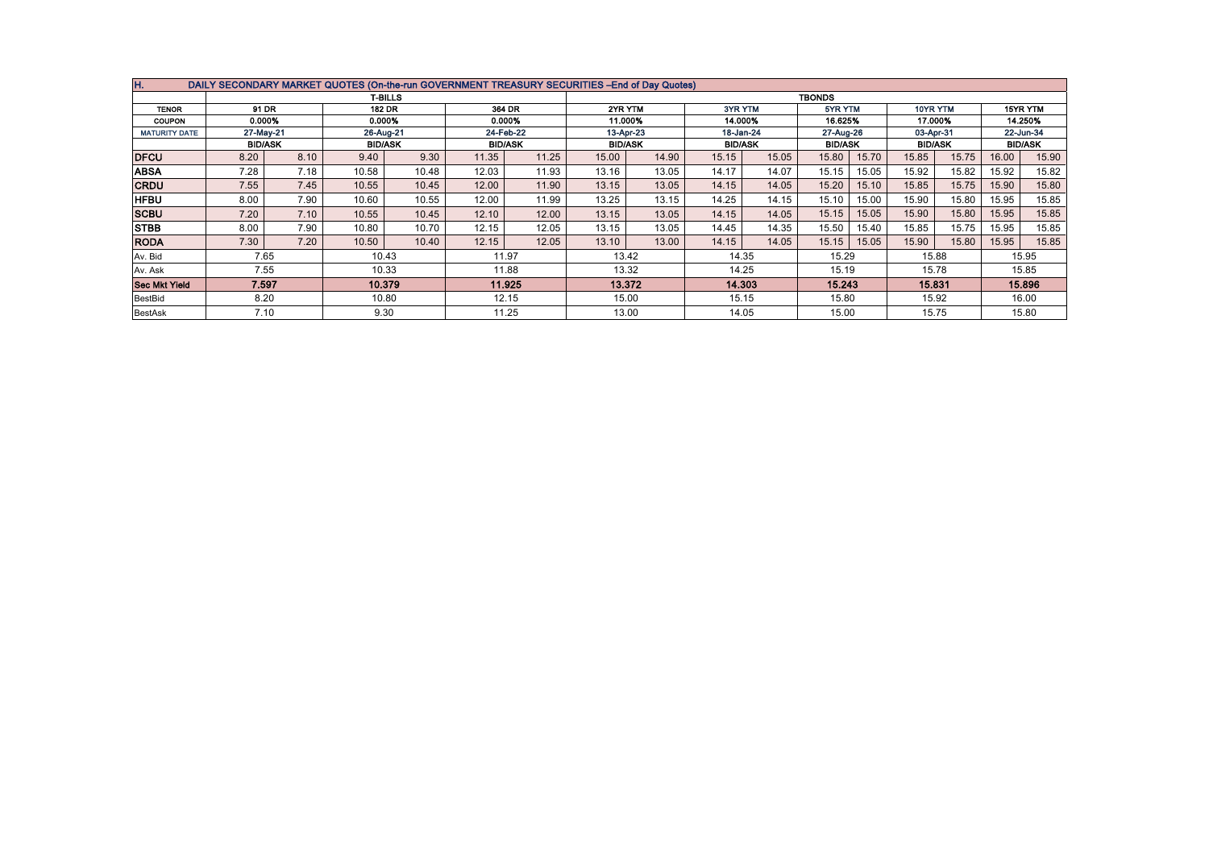| H. | DAILY SECONDARY MARKET QUOTES (On-the-run GOVERNMENT TREASURY SECURITIES –End of Day Quotes) | | | | | | | | | | | | | | | | |
|---|---|---|---|---|---|---|---|---|---|---|---|---|---|---|---|---|---|
| | T-BILLS | | | | | | TBONDS | | | | | | | | | | |
| TENOR | 91 DR | | 182 DR | | 364 DR | | 2YR YTM | | 3YR YTM | | 5YR YTM | | 10YR YTM | | 15YR YTM | | |
| COUPON | 0.000% | | 0.000% | | 0.000% | | 11.000% | | 14.000% | | 16.625% | | 17.000% | | 14.250% | | |
| MATURITY DATE | 27-May-21 | | 26-Aug-21 | | 24-Feb-22 | | 13-Apr-23 | | 18-Jan-24 | | 27-Aug-26 | | 03-Apr-31 | | 22-Jun-34 | | |
| | BID/ASK | | BID/ASK | | BID/ASK | | BID/ASK | | BID/ASK | | BID/ASK | | BID/ASK | | BID/ASK | | |
| DFCU | 8.20 | 8.10 | 9.40 | 9.30 | 11.35 | 11.25 | 15.00 | 14.90 | 15.15 | 15.05 | 15.80 | 15.70 | 15.85 | 15.75 | 16.00 | 15.90 | |
| ABSA | 7.28 | 7.18 | 10.58 | 10.48 | 12.03 | 11.93 | 13.16 | 13.05 | 14.17 | 14.07 | 15.15 | 15.05 | 15.92 | 15.82 | 15.92 | 15.82 | |
| CRDU | 7.55 | 7.45 | 10.55 | 10.45 | 12.00 | 11.90 | 13.15 | 13.05 | 14.15 | 14.05 | 15.20 | 15.10 | 15.85 | 15.75 | 15.90 | 15.80 | |
| HFBU | 8.00 | 7.90 | 10.60 | 10.55 | 12.00 | 11.99 | 13.25 | 13.15 | 14.25 | 14.15 | 15.10 | 15.00 | 15.90 | 15.80 | 15.95 | 15.85 | |
| SCBU | 7.20 | 7.10 | 10.55 | 10.45 | 12.10 | 12.00 | 13.15 | 13.05 | 14.15 | 14.05 | 15.15 | 15.05 | 15.90 | 15.80 | 15.95 | 15.85 | |
| STBB | 8.00 | 7.90 | 10.80 | 10.70 | 12.15 | 12.05 | 13.15 | 13.05 | 14.45 | 14.35 | 15.50 | 15.40 | 15.85 | 15.75 | 15.95 | 15.85 | |
| RODA | 7.30 | 7.20 | 10.50 | 10.40 | 12.15 | 12.05 | 13.10 | 13.00 | 14.15 | 14.05 | 15.15 | 15.05 | 15.90 | 15.80 | 15.95 | 15.85 | |
| Av. Bid | 7.65 | | 10.43 | | 11.97 | | 13.42 | | 14.35 | | 15.29 | | 15.88 | | 15.95 | | |
| Av. Ask | 7.55 | | 10.33 | | 11.88 | | 13.32 | | 14.25 | | 15.19 | | 15.78 | | 15.85 | | |
| Sec Mkt Yield | 7.597 | | 10.379 | | 11.925 | | 13.372 | | 14.303 | | 15.243 | | 15.831 | | 15.896 | | |
| BestBid | 8.20 | | 10.80 | | 12.15 | | 15.00 | | 15.15 | | 15.80 | | 15.92 | | 16.00 | | |
| BestAsk | 7.10 | | 9.30 | | 11.25 | | 13.00 | | 14.05 | | 15.00 | | 15.75 | | 15.80 | | |